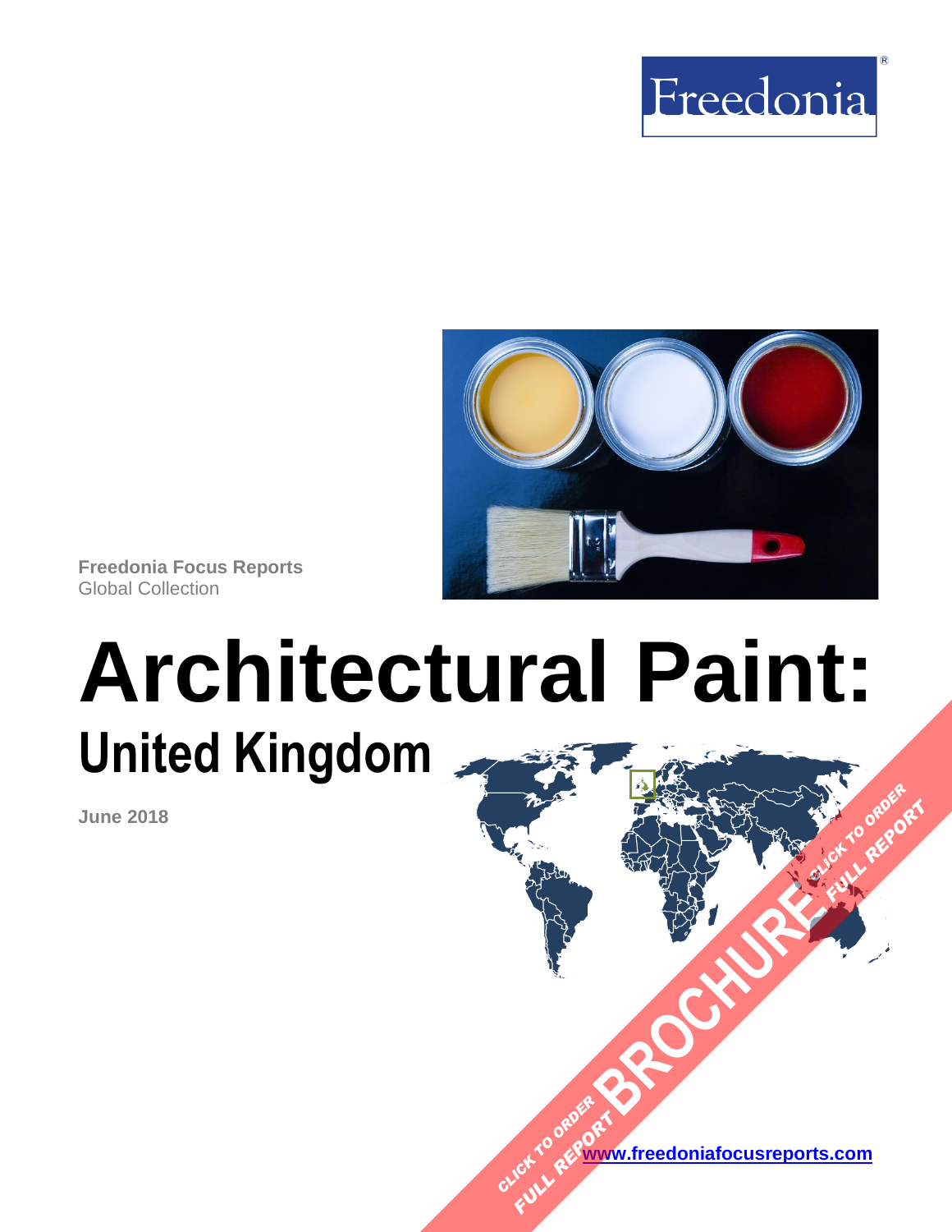Freedonia®

Freedonia Focus Reports
Global Collection

# Architectural Paint:

## United Kingdom

June 2018

CLICK TO ORDER FULL REPORT BROCHURE CLICK TO ORDER FULL REPORT

www.freedoniafocusreports.com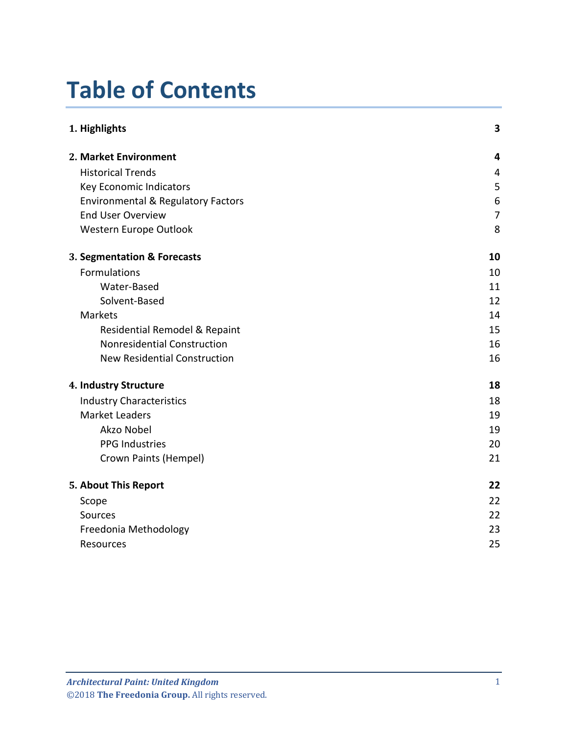# Table of Contents

| | |
|---|---|
| **1. Highlights** | **3** |
| **2. Market Environment** | **4** |
| Historical Trends | 4 |
| Key Economic Indicators | 5 |
| Environmental & Regulatory Factors | 6 |
| End User Overview | 7 |
| Western Europe Outlook | 8 |
| **3. Segmentation & Forecasts** | **10** |
| Formulations | 10 |
| Water-Based | 11 |
| Solvent-Based | 12 |
| Markets | 14 |
| Residential Remodel & Repaint | 15 |
| Nonresidential Construction | 16 |
| New Residential Construction | 16 |
| **4. Industry Structure** | **18** |
| Industry Characteristics | 18 |
| Market Leaders | 19 |
| Akzo Nobel | 19 |
| PPG Industries | 20 |
| Crown Paints (Hempel) | 21 |
| **5. About This Report** | **22** |
| Scope | 22 |
| Sources | 22 |
| Freedonia Methodology | 23 |
| Resources | 25 |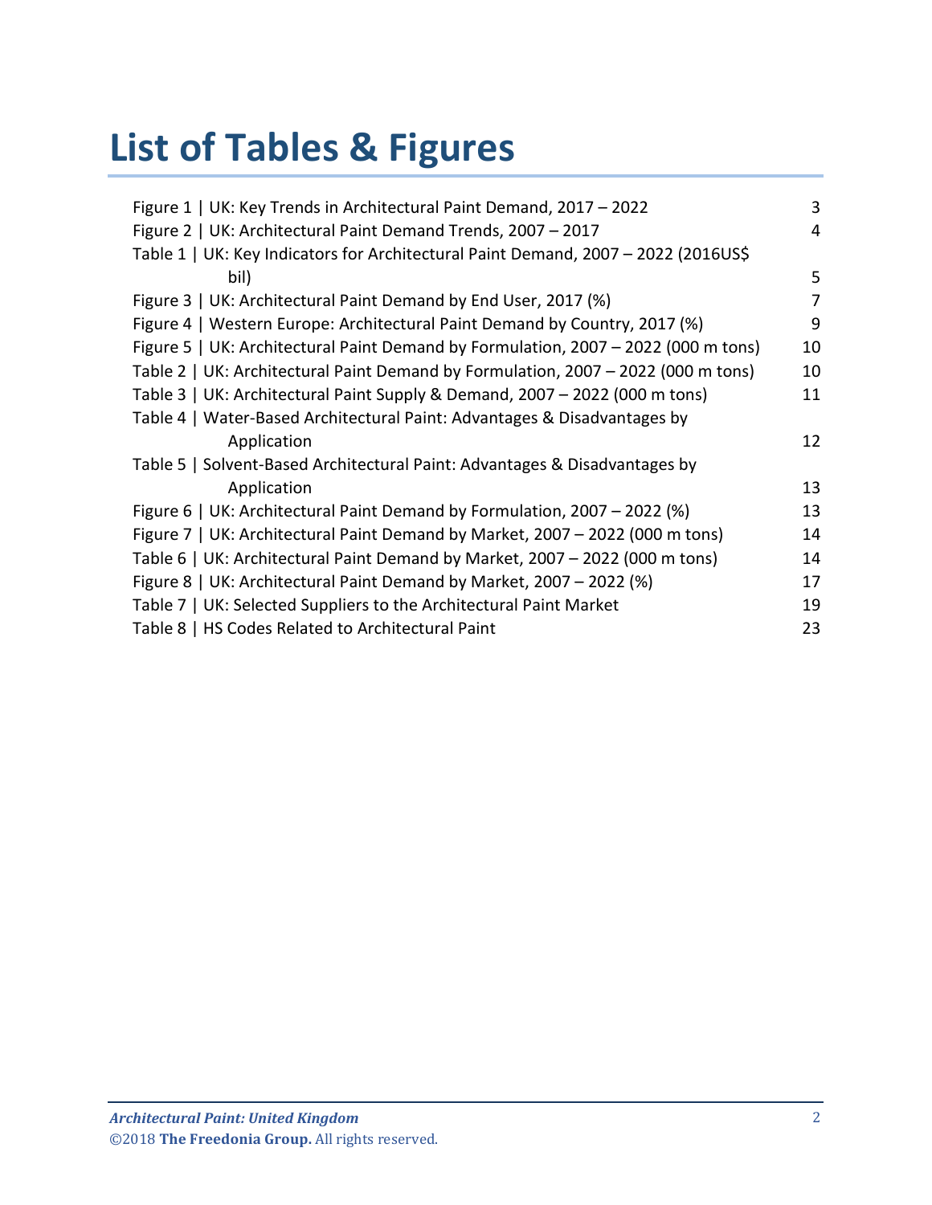# List of Tables & Figures

| | |
|---|---|
| Figure 1 \| UK: Key Trends in Architectural Paint Demand, 2017 – 2022 | 3 |
| Figure 2 \| UK: Architectural Paint Demand Trends, 2007 – 2017 | 4 |
| Table 1 \| UK: Key Indicators for Architectural Paint Demand, 2007 – 2022 (2016US$ bil) | 5 |
| Figure 3 \| UK: Architectural Paint Demand by End User, 2017 (%) | 7 |
| Figure 4 \| Western Europe: Architectural Paint Demand by Country, 2017 (%) | 9 |
| Figure 5 \| UK: Architectural Paint Demand by Formulation, 2007 – 2022 (000 m tons) | 10 |
| Table 2 \| UK: Architectural Paint Demand by Formulation, 2007 – 2022 (000 m tons) | 10 |
| Table 3 \| UK: Architectural Paint Supply & Demand, 2007 – 2022 (000 m tons) | 11 |
| Table 4 \| Water-Based Architectural Paint: Advantages & Disadvantages by Application | 12 |
| Table 5 \| Solvent-Based Architectural Paint: Advantages & Disadvantages by Application | 13 |
| Figure 6 \| UK: Architectural Paint Demand by Formulation, 2007 – 2022 (%) | 13 |
| Figure 7 \| UK: Architectural Paint Demand by Market, 2007 – 2022 (000 m tons) | 14 |
| Table 6 \| UK: Architectural Paint Demand by Market, 2007 – 2022 (000 m tons) | 14 |
| Figure 8 \| UK: Architectural Paint Demand by Market, 2007 – 2022 (%) | 17 |
| Table 7 \| UK: Selected Suppliers to the Architectural Paint Market | 19 |
| Table 8 \| HS Codes Related to Architectural Paint | 23 |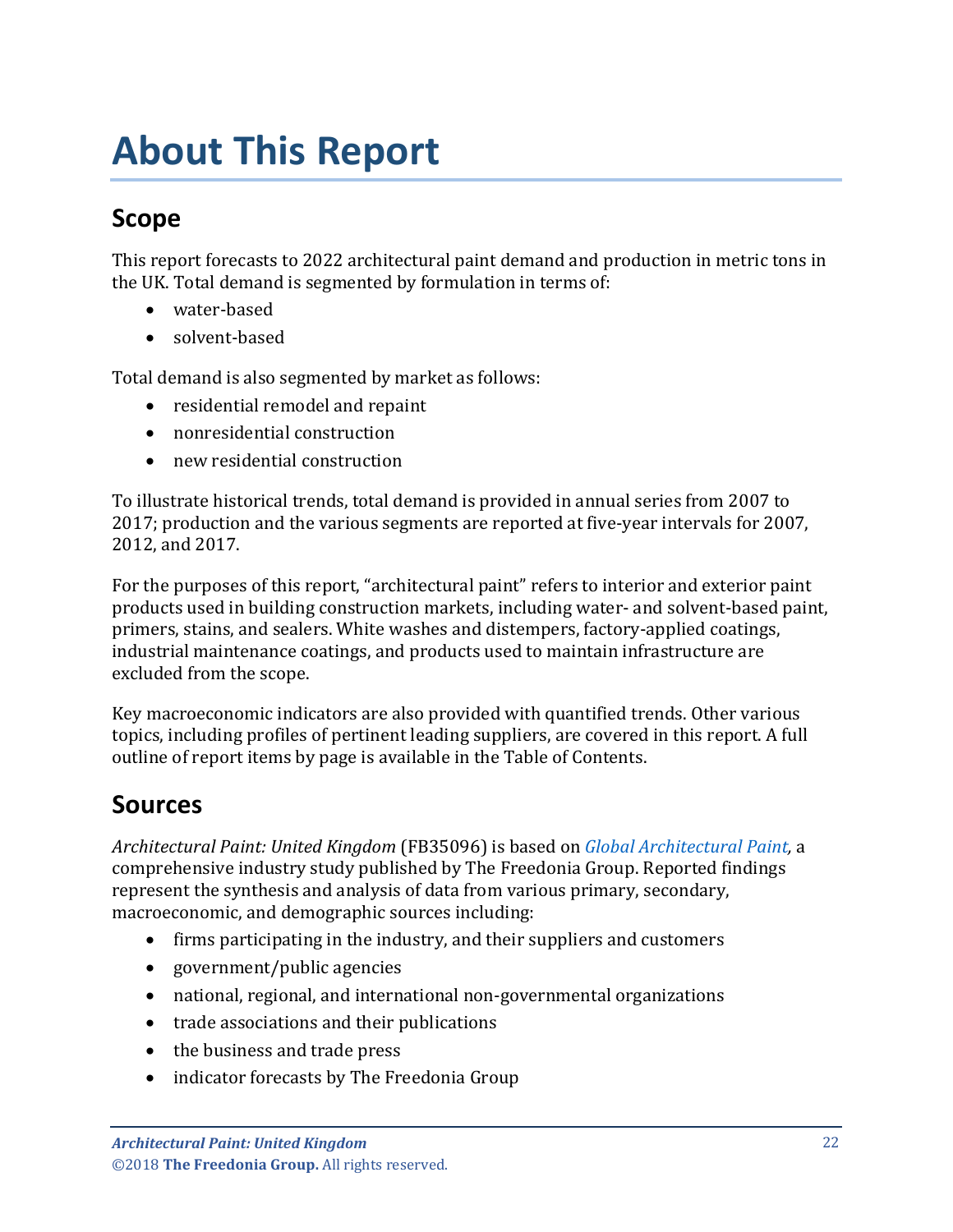# About This Report

## Scope

This report forecasts to 2022 architectural paint demand and production in metric tons in the UK. Total demand is segmented by formulation in terms of:

- water-based
- solvent-based

Total demand is also segmented by market as follows:

- residential remodel and repaint
- nonresidential construction
- new residential construction

To illustrate historical trends, total demand is provided in annual series from 2007 to 2017; production and the various segments are reported at five-year intervals for 2007, 2012, and 2017.

For the purposes of this report, "architectural paint" refers to interior and exterior paint products used in building construction markets, including water- and solvent-based paint, primers, stains, and sealers. White washes and distempers, factory-applied coatings, industrial maintenance coatings, and products used to maintain infrastructure are excluded from the scope.

Key macroeconomic indicators are also provided with quantified trends. Other various topics, including profiles of pertinent leading suppliers, are covered in this report. A full outline of report items by page is available in the Table of Contents.

## Sources

*Architectural Paint: United Kingdom* (FB35096) is based on *Global Architectural Paint,* a comprehensive industry study published by The Freedonia Group. Reported findings represent the synthesis and analysis of data from various primary, secondary, macroeconomic, and demographic sources including:

- firms participating in the industry, and their suppliers and customers
- government/public agencies
- national, regional, and international non-governmental organizations
- trade associations and their publications
- the business and trade press
- indicator forecasts by The Freedonia Group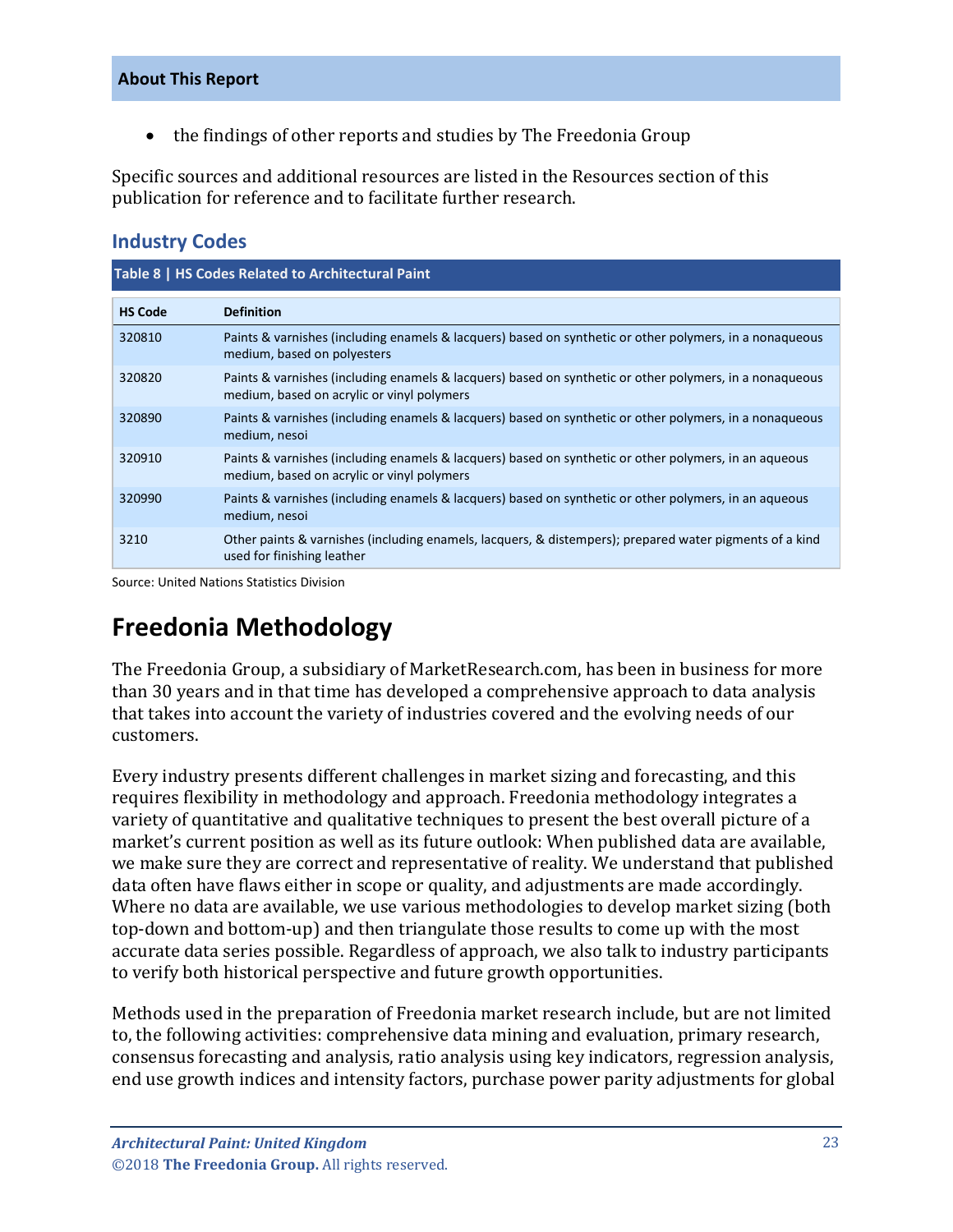- the findings of other reports and studies by The Freedonia Group

Specific sources and additional resources are listed in the Resources section of this publication for reference and to facilitate further research.

### Industry Codes

**Table 8 | HS Codes Related to Architectural Paint**

| HS Code | Definition |
|---|---|
| 320810 | Paints & varnishes (including enamels & lacquers) based on synthetic or other polymers, in a nonaqueous medium, based on polyesters |
| 320820 | Paints & varnishes (including enamels & lacquers) based on synthetic or other polymers, in a nonaqueous medium, based on acrylic or vinyl polymers |
| 320890 | Paints & varnishes (including enamels & lacquers) based on synthetic or other polymers, in a nonaqueous medium, nesoi |
| 320910 | Paints & varnishes (including enamels & lacquers) based on synthetic or other polymers, in an aqueous medium, based on acrylic or vinyl polymers |
| 320990 | Paints & varnishes (including enamels & lacquers) based on synthetic or other polymers, in an aqueous medium, nesoi |
| 3210 | Other paints & varnishes (including enamels, lacquers, & distempers); prepared water pigments of a kind used for finishing leather |

Source: United Nations Statistics Division

## Freedonia Methodology

The Freedonia Group, a subsidiary of MarketResearch.com, has been in business for more than 30 years and in that time has developed a comprehensive approach to data analysis that takes into account the variety of industries covered and the evolving needs of our customers.

Every industry presents different challenges in market sizing and forecasting, and this requires flexibility in methodology and approach. Freedonia methodology integrates a variety of quantitative and qualitative techniques to present the best overall picture of a market's current position as well as its future outlook: When published data are available, we make sure they are correct and representative of reality. We understand that published data often have flaws either in scope or quality, and adjustments are made accordingly. Where no data are available, we use various methodologies to develop market sizing (both top-down and bottom-up) and then triangulate those results to come up with the most accurate data series possible. Regardless of approach, we also talk to industry participants to verify both historical perspective and future growth opportunities.

Methods used in the preparation of Freedonia market research include, but are not limited to, the following activities: comprehensive data mining and evaluation, primary research, consensus forecasting and analysis, ratio analysis using key indicators, regression analysis, end use growth indices and intensity factors, purchase power parity adjustments for global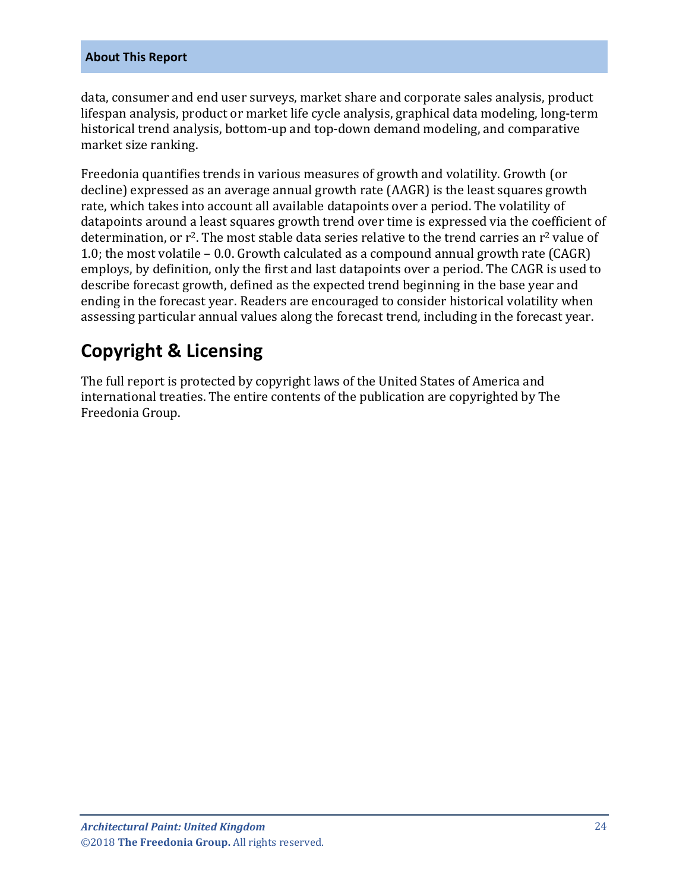data, consumer and end user surveys, market share and corporate sales analysis, product lifespan analysis, product or market life cycle analysis, graphical data modeling, long-term historical trend analysis, bottom-up and top-down demand modeling, and comparative market size ranking.

Freedonia quantifies trends in various measures of growth and volatility. Growth (or decline) expressed as an average annual growth rate (AAGR) is the least squares growth rate, which takes into account all available datapoints over a period. The volatility of datapoints around a least squares growth trend over time is expressed via the coefficient of determination, or $r^2$. The most stable data series relative to the trend carries an $r^2$ value of 1.0; the most volatile – 0.0. Growth calculated as a compound annual growth rate (CAGR) employs, by definition, only the first and last datapoints over a period. The CAGR is used to describe forecast growth, defined as the expected trend beginning in the base year and ending in the forecast year. Readers are encouraged to consider historical volatility when assessing particular annual values along the forecast trend, including in the forecast year.

## Copyright & Licensing

The full report is protected by copyright laws of the United States of America and international treaties. The entire contents of the publication are copyrighted by The Freedonia Group.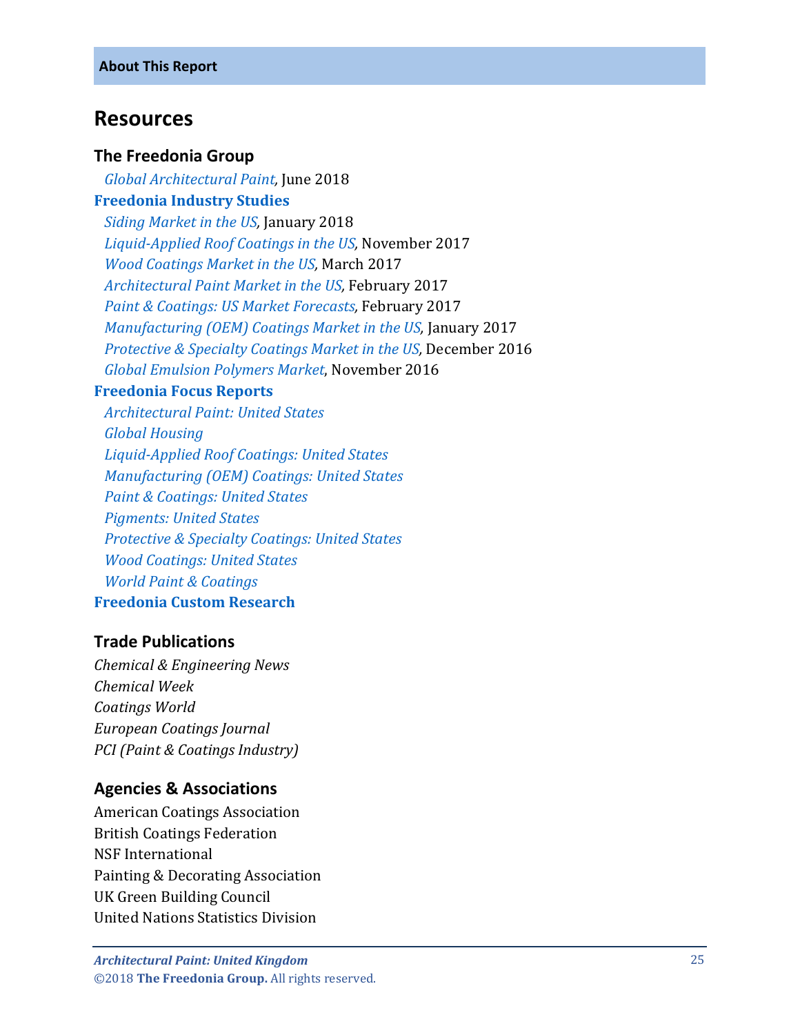## Resources

### The Freedonia Group

*Global Architectural Paint*, June 2018

**Freedonia Industry Studies**

*Siding Market in the US*, January 2018
*Liquid-Applied Roof Coatings in the US*, November 2017
*Wood Coatings Market in the US*, March 2017
*Architectural Paint Market in the US*, February 2017
*Paint & Coatings: US Market Forecasts*, February 2017
*Manufacturing (OEM) Coatings Market in the US*, January 2017
*Protective & Specialty Coatings Market in the US*, December 2016
*Global Emulsion Polymers Market*, November 2016

**Freedonia Focus Reports**

*Architectural Paint: United States*
*Global Housing*
*Liquid-Applied Roof Coatings: United States*
*Manufacturing (OEM) Coatings: United States*
*Paint & Coatings: United States*
*Pigments: United States*
*Protective & Specialty Coatings: United States*
*Wood Coatings: United States*
*World Paint & Coatings*

**Freedonia Custom Research**

### Trade Publications

*Chemical & Engineering News*
*Chemical Week*
*Coatings World*
*European Coatings Journal*
*PCI (Paint & Coatings Industry)*

### Agencies & Associations

American Coatings Association
British Coatings Federation
NSF International
Painting & Decorating Association
UK Green Building Council
United Nations Statistics Division